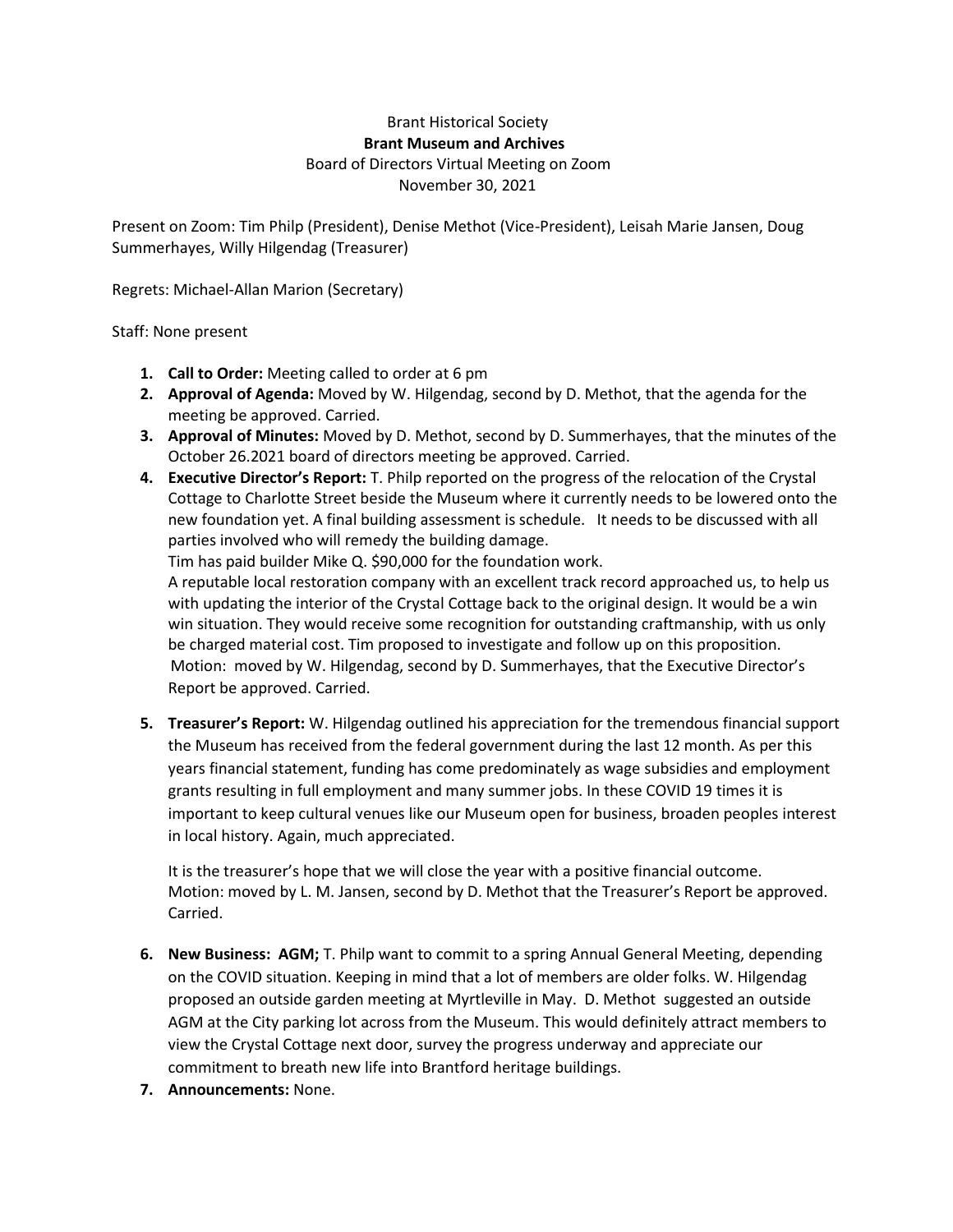Brant Historical Society

**Brant Museum and Archives**

Board of Directors Virtual Meeting on Zoom

November 30, 2021

Present on Zoom: Tim Philp (President), Denise Methot (Vice-President), Leisah Marie Jansen, Doug Summerhayes, Willy Hilgendag (Treasurer)

Regrets: Michael-Allan Marion (Secretary)

Staff: None present

1. **Call to Order:** Meeting called to order at 6 pm
2. **Approval of Agenda:** Moved by W. Hilgendag, second by D. Methot, that the agenda for the meeting be approved. Carried.
3. **Approval of Minutes:** Moved by D. Methot, second by D. Summerhayes, that the minutes of the October 26.2021 board of directors meeting be approved. Carried.
4. **Executive Director's Report:** T. Philp reported on the progress of the relocation of the Crystal Cottage to Charlotte Street beside the Museum where it currently needs to be lowered onto the new foundation yet. A final building assessment is schedule. It needs to be discussed with all parties involved who will remedy the building damage.
   Tim has paid builder Mike Q. $90,000 for the foundation work.
   A reputable local restoration company with an excellent track record approached us, to help us with updating the interior of the Crystal Cottage back to the original design. It would be a win win situation. They would receive some recognition for outstanding craftmanship, with us only be charged material cost. Tim proposed to investigate and follow up on this proposition.
   Motion: moved by W. Hilgendag, second by D. Summerhayes, that the Executive Director's Report be approved. Carried.

5. **Treasurer's Report:** W. Hilgendag outlined his appreciation for the tremendous financial support the Museum has received from the federal government during the last 12 month. As per this years financial statement, funding has come predominately as wage subsidies and employment grants resulting in full employment and many summer jobs. In these COVID 19 times it is important to keep cultural venues like our Museum open for business, broaden peoples interest in local history. Again, much appreciated.

   It is the treasurer's hope that we will close the year with a positive financial outcome.
   Motion: moved by L. M. Jansen, second by D. Methot that the Treasurer's Report be approved. Carried.

6. **New Business: AGM;** T. Philp want to commit to a spring Annual General Meeting, depending on the COVID situation. Keeping in mind that a lot of members are older folks. W. Hilgendag proposed an outside garden meeting at Myrtleville in May. D. Methot suggested an outside AGM at the City parking lot across from the Museum. This would definitely attract members to view the Crystal Cottage next door, survey the progress underway and appreciate our commitment to breath new life into Brantford heritage buildings.
7. **Announcements:** None.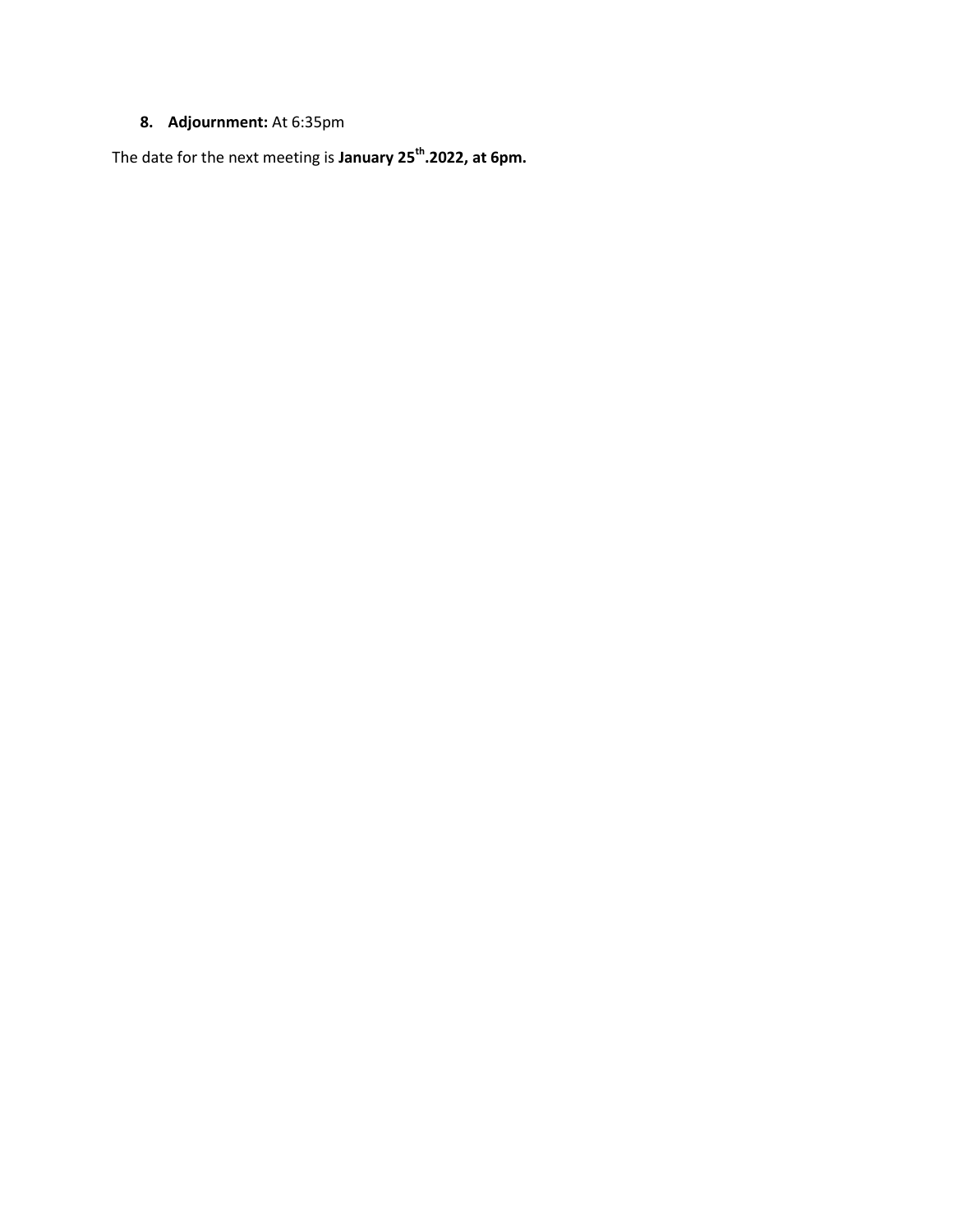8. **Adjournment:** At 6:35pm

The date for the next meeting is **January 25th.2022, at 6pm.**